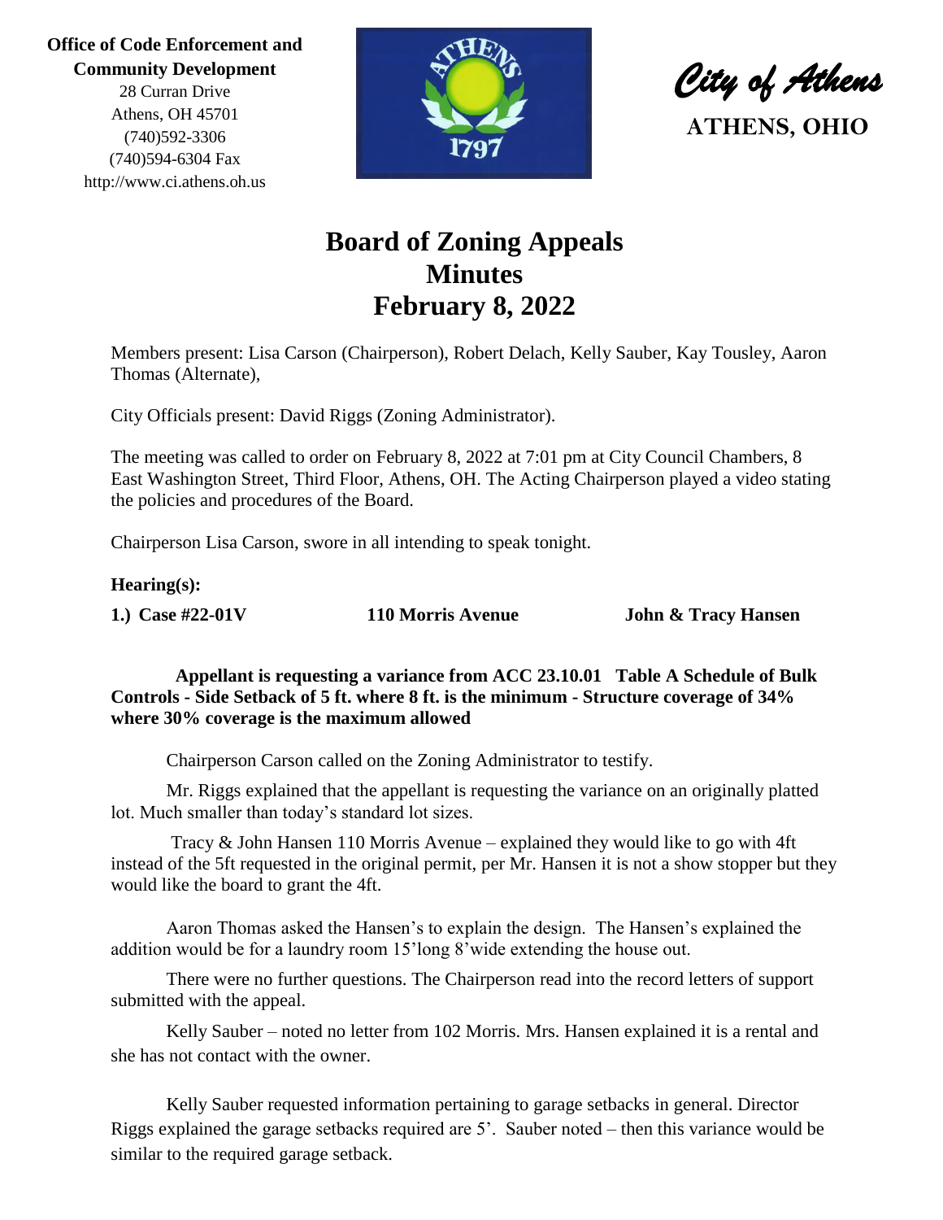**Office of Code Enforcement and Community Development**
28 Curran Drive
Athens, OH 45701
(740)592-3306
(740)594-6304 Fax
http://www.ci.athens.oh.us

*City of Athens*
**ATHENS, OHIO**

# Board of Zoning Appeals Minutes February 8, 2022

Members present: Lisa Carson (Chairperson), Robert Delach, Kelly Sauber, Kay Tousley, Aaron Thomas (Alternate),

City Officials present: David Riggs (Zoning Administrator).

The meeting was called to order on February 8, 2022 at 7:01 pm at City Council Chambers, 8 East Washington Street, Third Floor, Athens, OH. The Acting Chairperson played a video stating the policies and procedures of the Board.

Chairperson Lisa Carson, swore in all intending to speak tonight.

**Hearing(s):**

**1.) Case #22-01V   110 Morris Avenue   John & Tracy Hansen**

**Appellant is requesting a variance from ACC 23.10.01 Table A Schedule of Bulk Controls - Side Setback of 5 ft. where 8 ft. is the minimum - Structure coverage of 34% where 30% coverage is the maximum allowed**

Chairperson Carson called on the Zoning Administrator to testify.

Mr. Riggs explained that the appellant is requesting the variance on an originally platted lot. Much smaller than today's standard lot sizes.

Tracy & John Hansen 110 Morris Avenue – explained they would like to go with 4ft instead of the 5ft requested in the original permit, per Mr. Hansen it is not a show stopper but they would like the board to grant the 4ft.

Aaron Thomas asked the Hansen's to explain the design. The Hansen's explained the addition would be for a laundry room 15'long 8'wide extending the house out.

There were no further questions. The Chairperson read into the record letters of support submitted with the appeal.

Kelly Sauber – noted no letter from 102 Morris. Mrs. Hansen explained it is a rental and she has not contact with the owner.

Kelly Sauber requested information pertaining to garage setbacks in general. Director Riggs explained the garage setbacks required are 5'. Sauber noted – then this variance would be similar to the required garage setback.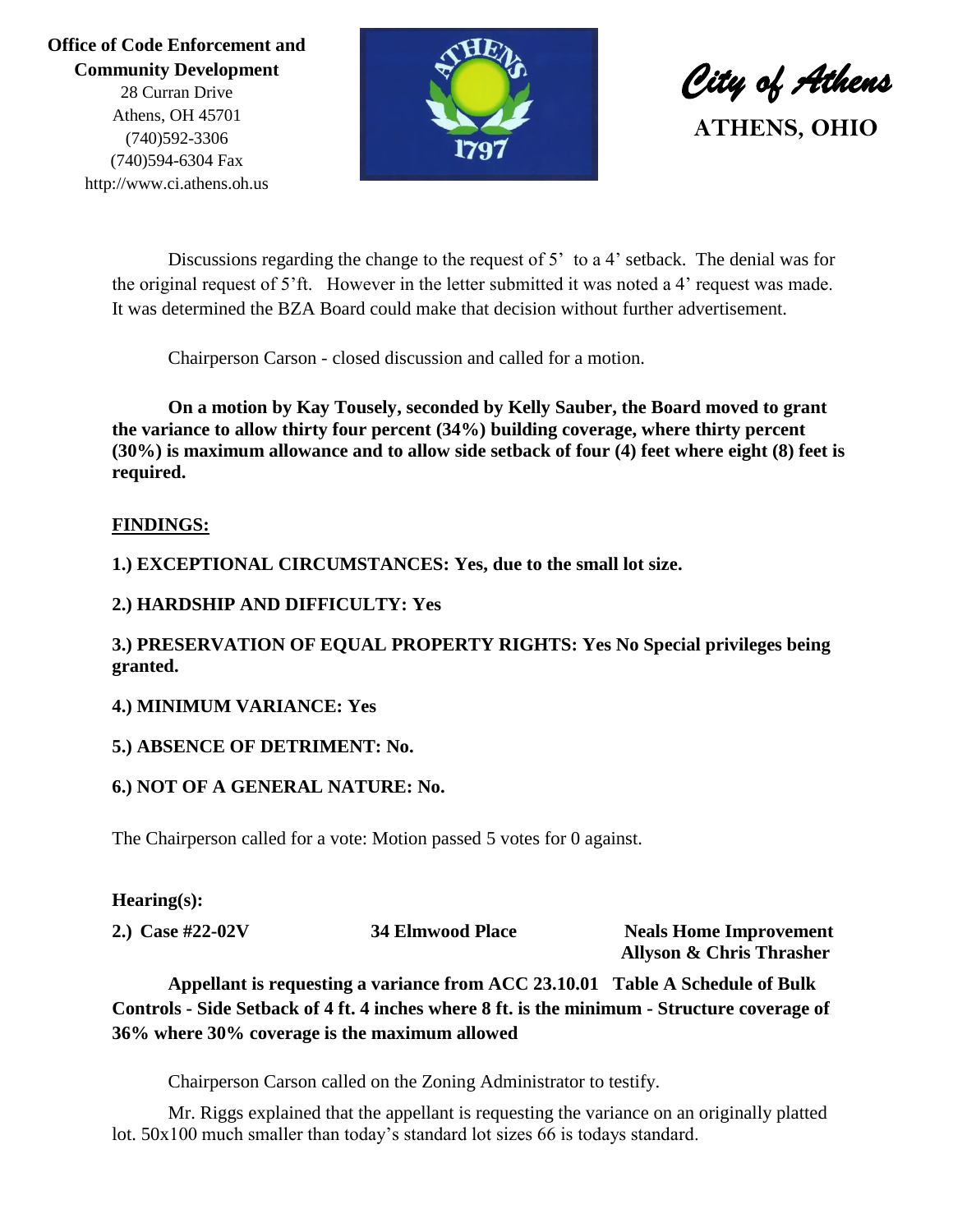Office of Code Enforcement and Community Development
28 Curran Drive
Athens, OH 45701
(740)592-3306
(740)594-6304 Fax
http://www.ci.athens.oh.us

*City of Athens*
**ATHENS, OHIO**

Discussions regarding the change to the request of 5' to a 4' setback. The denial was for the original request of 5'ft. However in the letter submitted it was noted a 4' request was made. It was determined the BZA Board could make that decision without further advertisement.

Chairperson Carson - closed discussion and called for a motion.

**On a motion by Kay Tousely, seconded by Kelly Sauber, the Board moved to grant the variance to allow thirty four percent (34%) building coverage, where thirty percent (30%) is maximum allowance and to allow side setback of four (4) feet where eight (8) feet is required.**

**FINDINGS:**

**1.) EXCEPTIONAL CIRCUMSTANCES: Yes, due to the small lot size.**

**2.) HARDSHIP AND DIFFICULTY: Yes**

**3.) PRESERVATION OF EQUAL PROPERTY RIGHTS: Yes No Special privileges being granted.**

**4.) MINIMUM VARIANCE: Yes**

**5.) ABSENCE OF DETRIMENT: No.**

**6.) NOT OF A GENERAL NATURE: No.**

The Chairperson called for a vote: Motion passed 5 votes for 0 against.

**Hearing(s):**

**2.) Case #22-02V** — **34 Elmwood Place** — **Neals Home Improvement, Allyson & Chris Thrasher**

**Appellant is requesting a variance from ACC 23.10.01 Table A Schedule of Bulk Controls - Side Setback of 4 ft. 4 inches where 8 ft. is the minimum - Structure coverage of 36% where 30% coverage is the maximum allowed**

Chairperson Carson called on the Zoning Administrator to testify.

Mr. Riggs explained that the appellant is requesting the variance on an originally platted lot. 50x100 much smaller than today's standard lot sizes 66 is todays standard.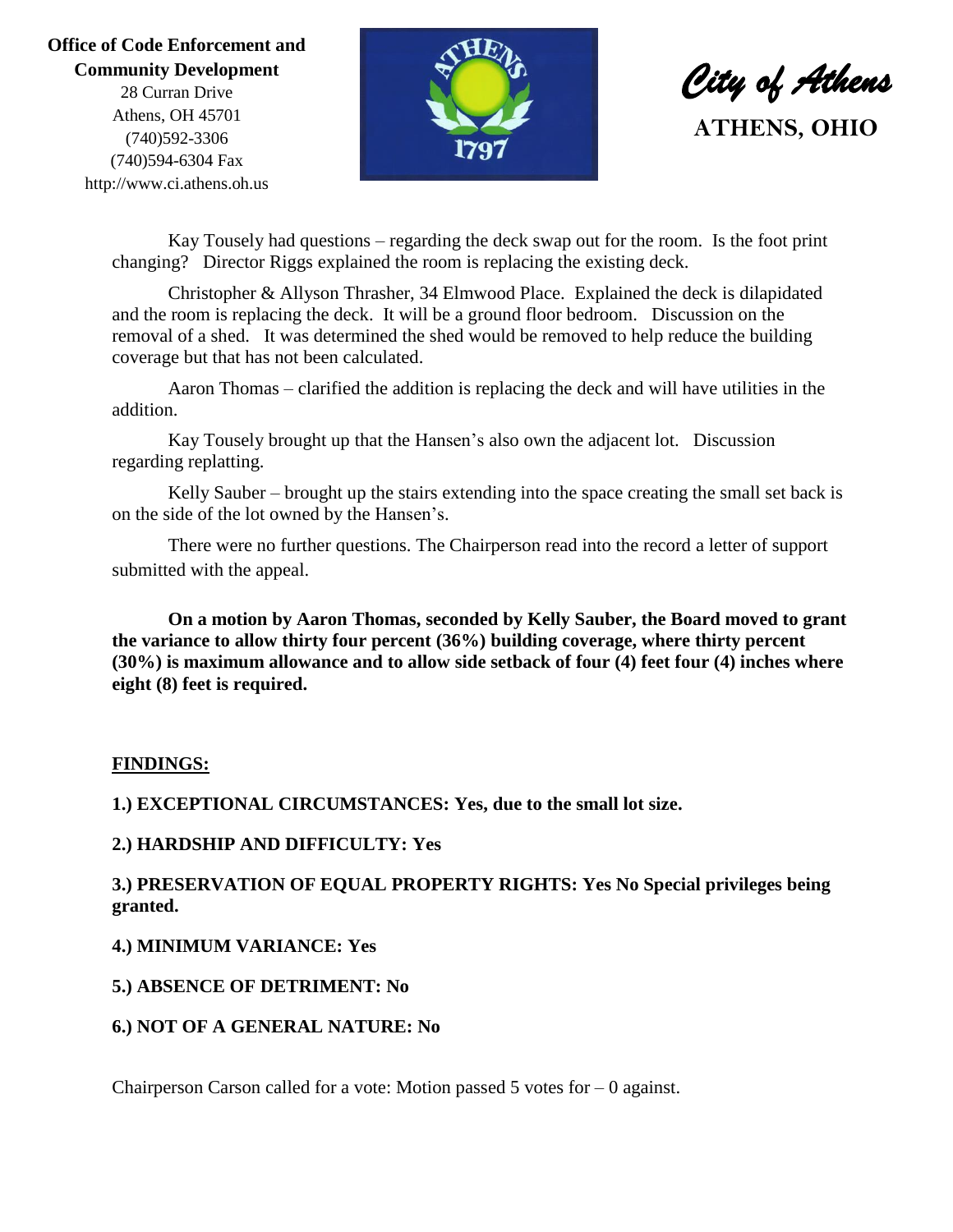Kay Tousely had questions – regarding the deck swap out for the room. Is the foot print changing? Director Riggs explained the room is replacing the existing deck.

Christopher & Allyson Thrasher, 34 Elmwood Place. Explained the deck is dilapidated and the room is replacing the deck. It will be a ground floor bedroom. Discussion on the removal of a shed. It was determined the shed would be removed to help reduce the building coverage but that has not been calculated.

Aaron Thomas – clarified the addition is replacing the deck and will have utilities in the addition.

Kay Tousely brought up that the Hansen's also own the adjacent lot. Discussion regarding replatting.

Kelly Sauber – brought up the stairs extending into the space creating the small set back is on the side of the lot owned by the Hansen's.

There were no further questions. The Chairperson read into the record a letter of support submitted with the appeal.

**On a motion by Aaron Thomas, seconded by Kelly Sauber, the Board moved to grant the variance to allow thirty four percent (36%) building coverage, where thirty percent (30%) is maximum allowance and to allow side setback of four (4) feet four (4) inches where eight (8) feet is required.**

**FINDINGS:**

**1.) EXCEPTIONAL CIRCUMSTANCES: Yes, due to the small lot size.**

**2.) HARDSHIP AND DIFFICULTY: Yes**

**3.) PRESERVATION OF EQUAL PROPERTY RIGHTS: Yes No Special privileges being granted.**

**4.) MINIMUM VARIANCE: Yes**

**5.) ABSENCE OF DETRIMENT: No**

**6.) NOT OF A GENERAL NATURE: No**

Chairperson Carson called for a vote: Motion passed 5 votes for – 0 against.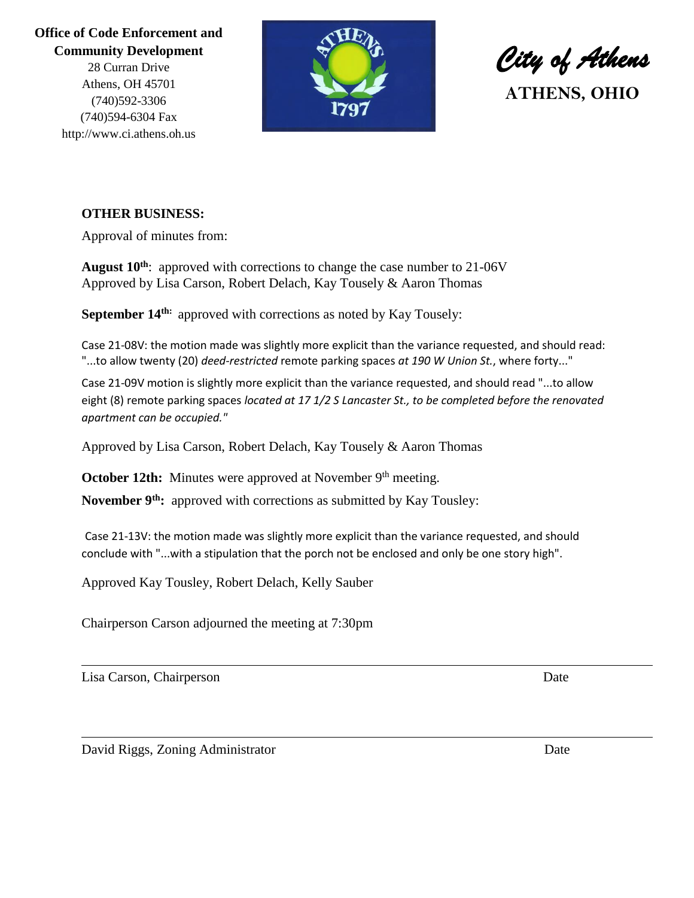**Office of Code Enforcement and Community Development**
28 Curran Drive
Athens, OH 45701
(740)592-3306
(740)594-6304 Fax
http://www.ci.athens.oh.us

*City of Athens*
**ATHENS, OHIO**

**OTHER BUSINESS:**

Approval of minutes from:

**August 10th**: approved with corrections to change the case number to 21-06V
Approved by Lisa Carson, Robert Delach, Kay Tousely & Aaron Thomas

**September 14th:** approved with corrections as noted by Kay Tousely:

Case 21-08V: the motion made was slightly more explicit than the variance requested, and should read: "...to allow twenty (20) *deed-restricted* remote parking spaces *at 190 W Union St.*, where forty..."

Case 21-09V motion is slightly more explicit than the variance requested, and should read "...to allow eight (8) remote parking spaces *located at 17 1/2 S Lancaster St., to be completed before the renovated apartment can be occupied."*

Approved by Lisa Carson, Robert Delach, Kay Tousely & Aaron Thomas

**October 12th:** Minutes were approved at November 9th meeting.

**November 9th:** approved with corrections as submitted by Kay Tousley:

Case 21-13V: the motion made was slightly more explicit than the variance requested, and should conclude with "...with a stipulation that the porch not be enclosed and only be one story high".

Approved Kay Tousley, Robert Delach, Kelly Sauber

Chairperson Carson adjourned the meeting at 7:30pm

---

Lisa Carson, Chairperson　　　　　　　　　　　　　　　　　　Date

---

David Riggs, Zoning Administrator　　　　　　　　　　　　　　Date